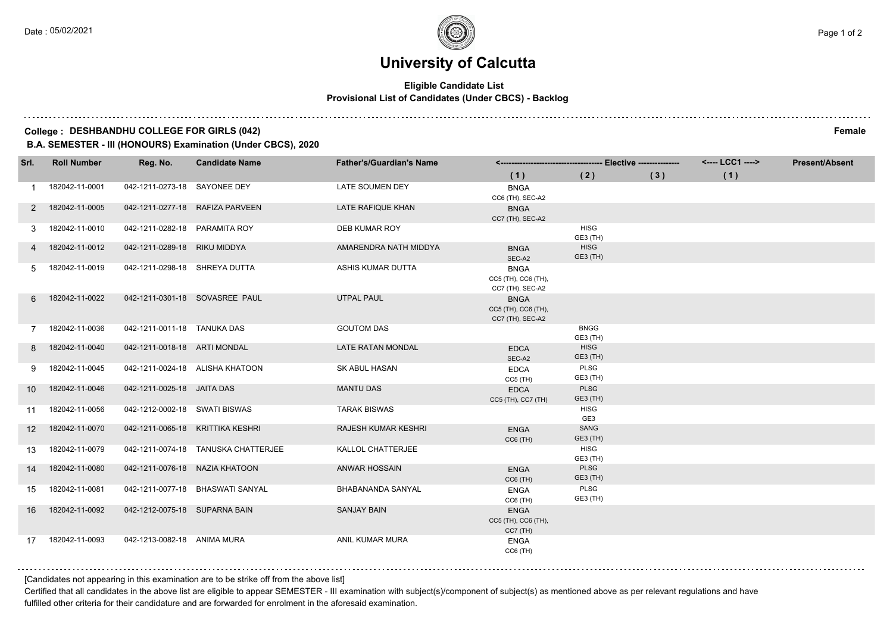# University of Calcutta

**Eligible Candidate List**

**Provisional List of Candidates (Under CBCS) - Backlog**

**College : DESHBANDHU COLLEGE FOR GIRLS (042)** **Female**

**B.A. SEMESTER - III (HONOURS) Examination (Under CBCS), 2020**

| Srl. | Roll Number | Reg. No. | Candidate Name | Father's/Guardian's Name | Elective (1) | Elective (2) | Elective (3) | LCC1 (1) | Present/Absent |
|---|---|---|---|---|---|---|---|---|---|
| 1 | 182042-11-0001 | 042-1211-0273-18 | SAYONEE DEY | LATE SOUMEN DEY | BNGA CC6 (TH), SEC-A2 | | | | |
| 2 | 182042-11-0005 | 042-1211-0277-18 | RAFIZA PARVEEN | LATE RAFIQUE KHAN | BNGA CC7 (TH), SEC-A2 | | | | |
| 3 | 182042-11-0010 | 042-1211-0282-18 | PARAMITA ROY | DEB KUMAR ROY | | HISG GE3 (TH) | | | |
| 4 | 182042-11-0012 | 042-1211-0289-18 | RIKU MIDDYA | AMARENDRA NATH MIDDYA | BNGA SEC-A2 | HISG GE3 (TH) | | | |
| 5 | 182042-11-0019 | 042-1211-0298-18 | SHREYA DUTTA | ASHIS KUMAR DUTTA | BNGA CC5 (TH), CC6 (TH), CC7 (TH), SEC-A2 | | | | |
| 6 | 182042-11-0022 | 042-1211-0301-18 | SOVASREE PAUL | UTPAL PAUL | BNGA CC5 (TH), CC6 (TH), CC7 (TH), SEC-A2 | | | | |
| 7 | 182042-11-0036 | 042-1211-0011-18 | TANUKA DAS | GOUTOM DAS | | BNGG GE3 (TH) | | | |
| 8 | 182042-11-0040 | 042-1211-0018-18 | ARTI MONDAL | LATE RATAN MONDAL | EDCA SEC-A2 | HISG GE3 (TH) | | | |
| 9 | 182042-11-0045 | 042-1211-0024-18 | ALISHA KHATOON | SK ABUL HASAN | EDCA CC5 (TH) | PLSG GE3 (TH) | | | |
| 10 | 182042-11-0046 | 042-1211-0025-18 | JAITA DAS | MANTU DAS | EDCA CC5 (TH), CC7 (TH) | PLSG GE3 (TH) | | | |
| 11 | 182042-11-0056 | 042-1212-0002-18 | SWATI BISWAS | TARAK BISWAS | | HISG GE3 | | | |
| 12 | 182042-11-0070 | 042-1211-0065-18 | KRITTIKA KESHRI | RAJESH KUMAR KESHRI | ENGA CC6 (TH) | SANG GE3 (TH) | | | |
| 13 | 182042-11-0079 | 042-1211-0074-18 | TANUSKA CHATTERJEE | KALLOL CHATTERJEE | | HISG GE3 (TH) | | | |
| 14 | 182042-11-0080 | 042-1211-0076-18 | NAZIA KHATOON | ANWAR HOSSAIN | ENGA CC6 (TH) | PLSG GE3 (TH) | | | |
| 15 | 182042-11-0081 | 042-1211-0077-18 | BHASWATI SANYAL | BHABANANDA SANYAL | ENGA CC6 (TH) | PLSG GE3 (TH) | | | |
| 16 | 182042-11-0092 | 042-1212-0075-18 | SUPARNA BAIN | SANJAY BAIN | ENGA CC5 (TH), CC6 (TH), CC7 (TH) | | | | |
| 17 | 182042-11-0093 | 042-1213-0082-18 | ANIMA MURA | ANIL KUMAR MURA | ENGA CC6 (TH) | | | | |

[Candidates not appearing in this examination are to be strike off from the above list]

Certified that all candidates in the above list are eligible to appear SEMESTER - III examination with subject(s)/component of subject(s) as mentioned above as per relevant regulations and have fulfilled other criteria for their candidature and are forwarded for enrolment in the aforesaid examination.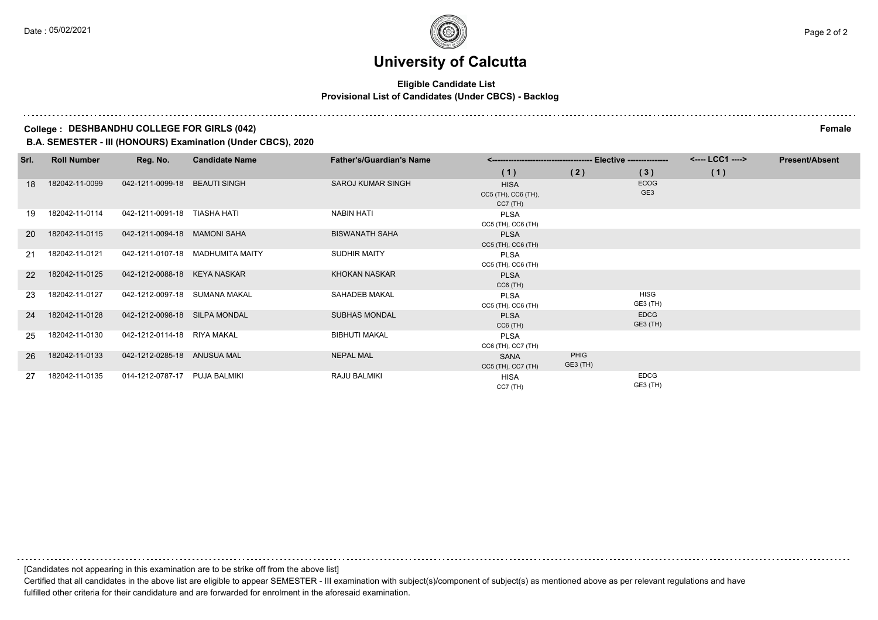# University of Calcutta

**Eligible Candidate List**

**Provisional List of Candidates (Under CBCS) - Backlog**

**College : DESHBANDHU COLLEGE FOR GIRLS (042)** **Female**

**B.A. SEMESTER - III (HONOURS) Examination (Under CBCS), 2020**

| Srl. | Roll Number | Reg. No. | Candidate Name | Father's/Guardian's Name | <------------ Elective ------------ | | | <---- LCC1 ----> | Present/Absent |
|---|---|---|---|---|---|---|---|---|---|
| | | | | | (1) | (2) | (3) | (1) | |
| 18 | 182042-11-0099 | 042-1211-0099-18 | BEAUTI SINGH | SAROJ KUMAR SINGH | HISA CC5 (TH), CC6 (TH), CC7 (TH) | | ECOG GE3 | | |
| 19 | 182042-11-0114 | 042-1211-0091-18 | TIASHA HATI | NABIN HATI | PLSA CC5 (TH), CC6 (TH) | | | | |
| 20 | 182042-11-0115 | 042-1211-0094-18 | MAMONI SAHA | BISWANATH SAHA | PLSA CC5 (TH), CC6 (TH) | | | | |
| 21 | 182042-11-0121 | 042-1211-0107-18 | MADHUMITA MAITY | SUDHIR MAITY | PLSA CC5 (TH), CC6 (TH) | | | | |
| 22 | 182042-11-0125 | 042-1212-0088-18 | KEYA NASKAR | KHOKAN NASKAR | PLSA CC6 (TH) | | | | |
| 23 | 182042-11-0127 | 042-1212-0097-18 | SUMANA MAKAL | SAHADEB MAKAL | PLSA CC5 (TH), CC6 (TH) | | HISG GE3 (TH) | | |
| 24 | 182042-11-0128 | 042-1212-0098-18 | SILPA MONDAL | SUBHAS MONDAL | PLSA CC6 (TH) | | EDCG GE3 (TH) | | |
| 25 | 182042-11-0130 | 042-1212-0114-18 | RIYA MAKAL | BIBHUTI MAKAL | PLSA CC6 (TH), CC7 (TH) | | | | |
| 26 | 182042-11-0133 | 042-1212-0285-18 | ANUSUA MAL | NEPAL MAL | SANA CC5 (TH), CC7 (TH) | PHIG GE3 (TH) | | | |
| 27 | 182042-11-0135 | 014-1212-0787-17 | PUJA BALMIKI | RAJU BALMIKI | HISA CC7 (TH) | | EDCG GE3 (TH) | | |

[Candidates not appearing in this examination are to be strike off from the above list]

Certified that all candidates in the above list are eligible to appear SEMESTER - III examination with subject(s)/component of subject(s) as mentioned above as per relevant regulations and have fulfilled other criteria for their candidature and are forwarded for enrolment in the aforesaid examination.